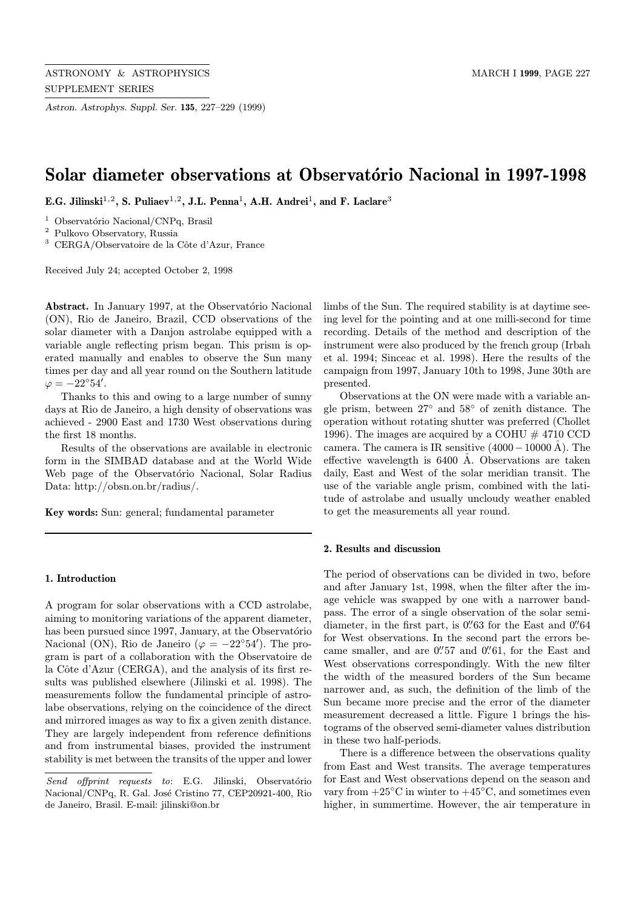# Solar diameter observations at Observatório Nacional in 1997-1998

**E.G. Jilinski[1,2], S. Puliaev[1,2], J.L. Penna[1], A.H. Andrei[1], and F. Laclare[3]**

[1] Observatório Nacional/CNPq, Brasil
[2] Pulkovo Observatory, Russia
[3] CERGA/Observatoire de la Côte d'Azur, France

Received July 24; accepted October 2, 1998

**Abstract.** In January 1997, at the Observatório Nacional (ON), Rio de Janeiro, Brazil, CCD observations of the solar diameter with a Danjon astrolabe equipped with a variable angle reflecting prism began. This prism is operated manually and enables to observe the Sun many times per day and all year round on the Southern latitude $\varphi = -22°54'$.

Thanks to this and owing to a large number of sunny days at Rio de Janeiro, a high density of observations was achieved - 2900 East and 1730 West observations during the first 18 months.

Results of the observations are available in electronic form in the SIMBAD database and at the World Wide Web page of the Observatório Nacional, Solar Radius Data: http://obsn.on.br/radius/.

**Key words:** Sun: general; fundamental parameter

## 1. Introduction

A program for solar observations with a CCD astrolabe, aiming to monitoring variations of the apparent diameter, has been pursued since 1997, January, at the Observatório Nacional (ON), Rio de Janeiro ($\varphi = -22°54'$). The program is part of a collaboration with the Observatoire de la Côte d'Azur (CERGA), and the analysis of its first results was published elsewhere (Jilinski et al. 1998). The measurements follow the fundamental principle of astrolabe observations, relying on the coincidence of the direct and mirrored images as way to fix a given zenith distance. They are largely independent from reference definitions and from instrumental biases, provided the instrument stability is met between the transits of the upper and lower limbs of the Sun. The required stability is at daytime seeing level for the pointing and at one milli-second for time recording. Details of the method and description of the instrument were also produced by the french group (Irbah et al. 1994; Sinceac et al. 1998). Here the results of the campaign from 1997, January 10th to 1998, June 30th are presented.

Observations at the ON were made with a variable angle prism, between 27° and 58° of zenith distance. The operation without rotating shutter was preferred (Chollet 1996). The images are acquired by a COHU # 4710 CCD camera. The camera is IR sensitive (4000 − 10000 Å). The effective wavelength is 6400 Å. Observations are taken daily, East and West of the solar meridian transit. The use of the variable angle prism, combined with the latitude of astrolabe and usually uncloudy weather enabled to get the measurements all year round.

*Send offprint requests to*: E.G. Jilinski, Observatório Nacional/CNPq, R. Gal. José Cristino 77, CEP20921-400, Rio de Janeiro, Brasil. E-mail: jilinski@on.br

## 2. Results and discussion

The period of observations can be divided in two, before and after January 1st, 1998, when the filter after the image vehicle was swapped by one with a narrower bandpass. The error of a single observation of the solar semi-diameter, in the first part, is $0''.63$ for the East and $0''.64$ for West observations. In the second part the errors became smaller, and are $0''.57$ and $0''.61$, for the East and West observations correspondingly. With the new filter the width of the measured borders of the Sun became narrower and, as such, the definition of the limb of the Sun became more precise and the error of the diameter measurement decreased a little. Figure 1 brings the histograms of the observed semi-diameter values distribution in these two half-periods.

There is a difference between the observations quality from East and West transits. The average temperatures for East and West observations depend on the season and vary from +25°C in winter to +45°C, and sometimes even higher, in summertime. However, the air temperature in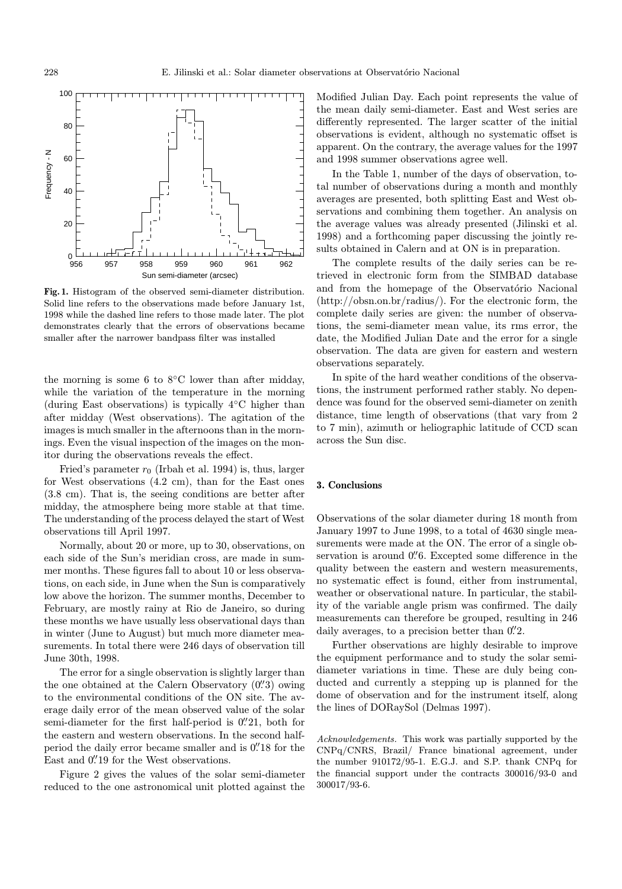Fig. 1. Histogram of the observed semi-diameter distribution. Solid line refers to the observations made before January 1st, 1998 while the dashed line refers to those made later. The plot demonstrates clearly that the errors of observations became smaller after the narrower bandpass filter was installed

the morning is some 6 to 8°C lower than after midday, while the variation of the temperature in the morning (during East observations) is typically 4°C higher than after midday (West observations). The agitation of the images is much smaller in the afternoons than in the mornings. Even the visual inspection of the images on the monitor during the observations reveals the effect.

Fried's parameter $r_0$ (Irbah et al. 1994) is, thus, larger for West observations (4.2 cm), than for the East ones (3.8 cm). That is, the seeing conditions are better after midday, the atmosphere being more stable at that time. The understanding of the process delayed the start of West observations till April 1997.

Normally, about 20 or more, up to 30, observations, on each side of the Sun's meridian cross, are made in summer months. These figures fall to about 10 or less observations, on each side, in June when the Sun is comparatively low above the horizon. The summer months, December to February, are mostly rainy at Rio de Janeiro, so during these months we have usually less observational days than in winter (June to August) but much more diameter measurements. In total there were 246 days of observation till June 30th, 1998.

The error for a single observation is slightly larger than the one obtained at the Calern Observatory (0.″3) owing to the environmental conditions of the ON site. The average daily error of the mean observed value of the solar semi-diameter for the first half-period is 0.″21, both for the eastern and western observations. In the second half-period the daily error became smaller and is 0.″18 for the East and 0.″19 for the West observations.

Figure 2 gives the values of the solar semi-diameter reduced to the one astronomical unit plotted against the Modified Julian Day. Each point represents the value of the mean daily semi-diameter. East and West series are differently represented. The larger scatter of the initial observations is evident, although no systematic offset is apparent. On the contrary, the average values for the 1997 and 1998 summer observations agree well.

In the Table 1, number of the days of observation, total number of observations during a month and monthly averages are presented, both splitting East and West observations and combining them together. An analysis on the average values was already presented (Jilinski et al. 1998) and a forthcoming paper discussing the jointly results obtained in Calern and at ON is in preparation.

The complete results of the daily series can be retrieved in electronic form from the SIMBAD database and from the homepage of the Observatório Nacional (http://obsn.on.br/radius/). For the electronic form, the complete daily series are given: the number of observations, the semi-diameter mean value, its rms error, the date, the Modified Julian Date and the error for a single observation. The data are given for eastern and western observations separately.

In spite of the hard weather conditions of the observations, the instrument performed rather stably. No dependence was found for the observed semi-diameter on zenith distance, time length of observations (that vary from 2 to 7 min), azimuth or heliographic latitude of CCD scan across the Sun disc.

## 3. Conclusions

Observations of the solar diameter during 18 month from January 1997 to June 1998, to a total of 4630 single measurements were made at the ON. The error of a single observation is around 0.″6. Excepted some difference in the quality between the eastern and western measurements, no systematic effect is found, either from instrumental, weather or observational nature. In particular, the stability of the variable angle prism was confirmed. The daily measurements can therefore be grouped, resulting in 246 daily averages, to a precision better than 0.″2.

Further observations are highly desirable to improve the equipment performance and to study the solar semi-diameter variations in time. These are duly being conducted and currently a stepping up is planned for the dome of observation and for the instrument itself, along the lines of DORaySol (Delmas 1997).

*Acknowledgements.* This work was partially supported by the CNPq/CNRS, Brazil/ France binational agreement, under the number 910172/95-1. E.G.J. and S.P. thank CNPq for the financial support under the contracts 300016/93-0 and 300017/93-6.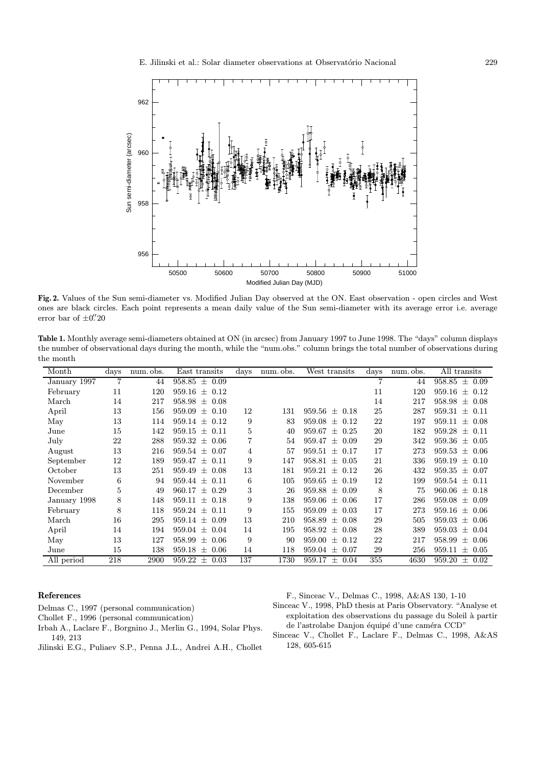Sun semi-diameter (arcsec)

962

960

958

956

50500 50600 50700 50800 50900 51000

Modified Julian Day (MJD)

**Fig. 2.** Values of the Sun semi-diameter vs. Modified Julian Day observed at the ON. East observation - open circles and West ones are black circles. Each point represents a mean daily value of the Sun semi-diameter with its average error i.e. average error bar of $\pm 0.''20$

**Table 1.** Monthly average semi-diameters obtained at ON (in arcsec) from January 1997 to June 1998. The "days" column displays the number of observational days during the month, while the "num.obs." column brings the total number of observations during the month

| Month | days | num. obs. | East transits | days | num. obs. | West transits | days | num. obs. | All transits |
|---|---|---|---|---|---|---|---|---|---|
| January 1997 | 7 | 44 | 958.85 ± 0.09 | | | | 7 | 44 | 958.85 ± 0.09 |
| February | 11 | 120 | 959.16 ± 0.12 | | | | 11 | 120 | 959.16 ± 0.12 |
| March | 14 | 217 | 958.98 ± 0.08 | | | | 14 | 217 | 958.98 ± 0.08 |
| April | 13 | 156 | 959.09 ± 0.10 | 12 | 131 | 959.56 ± 0.18 | 25 | 287 | 959.31 ± 0.11 |
| May | 13 | 114 | 959.14 ± 0.12 | 9 | 83 | 959.08 ± 0.12 | 22 | 197 | 959.11 ± 0.08 |
| June | 15 | 142 | 959.15 ± 0.11 | 5 | 40 | 959.67 ± 0.25 | 20 | 182 | 959.28 ± 0.11 |
| July | 22 | 288 | 959.32 ± 0.06 | 7 | 54 | 959.47 ± 0.09 | 29 | 342 | 959.36 ± 0.05 |
| August | 13 | 216 | 959.54 ± 0.07 | 4 | 57 | 959.51 ± 0.17 | 17 | 273 | 959.53 ± 0.06 |
| September | 12 | 189 | 959.47 ± 0.11 | 9 | 147 | 958.81 ± 0.05 | 21 | 336 | 959.19 ± 0.10 |
| October | 13 | 251 | 959.49 ± 0.08 | 13 | 181 | 959.21 ± 0.12 | 26 | 432 | 959.35 ± 0.07 |
| November | 6 | 94 | 959.44 ± 0.11 | 6 | 105 | 959.65 ± 0.19 | 12 | 199 | 959.54 ± 0.11 |
| December | 5 | 49 | 960.17 ± 0.29 | 3 | 26 | 959.88 ± 0.09 | 8 | 75 | 960.06 ± 0.18 |
| January 1998 | 8 | 148 | 959.11 ± 0.18 | 9 | 138 | 959.06 ± 0.06 | 17 | 286 | 959.08 ± 0.09 |
| February | 8 | 118 | 959.24 ± 0.11 | 9 | 155 | 959.09 ± 0.03 | 17 | 273 | 959.16 ± 0.06 |
| March | 16 | 295 | 959.14 ± 0.09 | 13 | 210 | 958.89 ± 0.08 | 29 | 505 | 959.03 ± 0.06 |
| April | 14 | 194 | 959.04 ± 0.04 | 14 | 195 | 958.92 ± 0.08 | 28 | 389 | 959.03 ± 0.04 |
| May | 13 | 127 | 958.99 ± 0.06 | 9 | 90 | 959.00 ± 0.12 | 22 | 217 | 958.99 ± 0.06 |
| June | 15 | 138 | 959.18 ± 0.06 | 14 | 118 | 959.04 ± 0.07 | 29 | 256 | 959.11 ± 0.05 |
| All period | 218 | 2900 | 959.22 ± 0.03 | 137 | 1730 | 959.17 ± 0.04 | 355 | 4630 | 959.20 ± 0.02 |

## References

Delmas C., 1997 (personal communication)

Chollet F., 1996 (personal communication)

Irbah A., Laclare F., Borgnino J., Merlin G., 1994, Solar Phys. 149, 213

Jilinski E.G., Puliaev S.P., Penna J.L., Andrei A.H., Chollet F., Sinceac V., Delmas C., 1998, A&AS 130, 1-10

Sinceac V., 1998, PhD thesis at Paris Observatory. "Analyse et exploitation des observations du passage du Soleil à partir de l'astrolabe Danjon équipé d'une caméra CCD"

Sinceac V., Chollet F., Laclare F., Delmas C., 1998, A&AS 128, 605-615